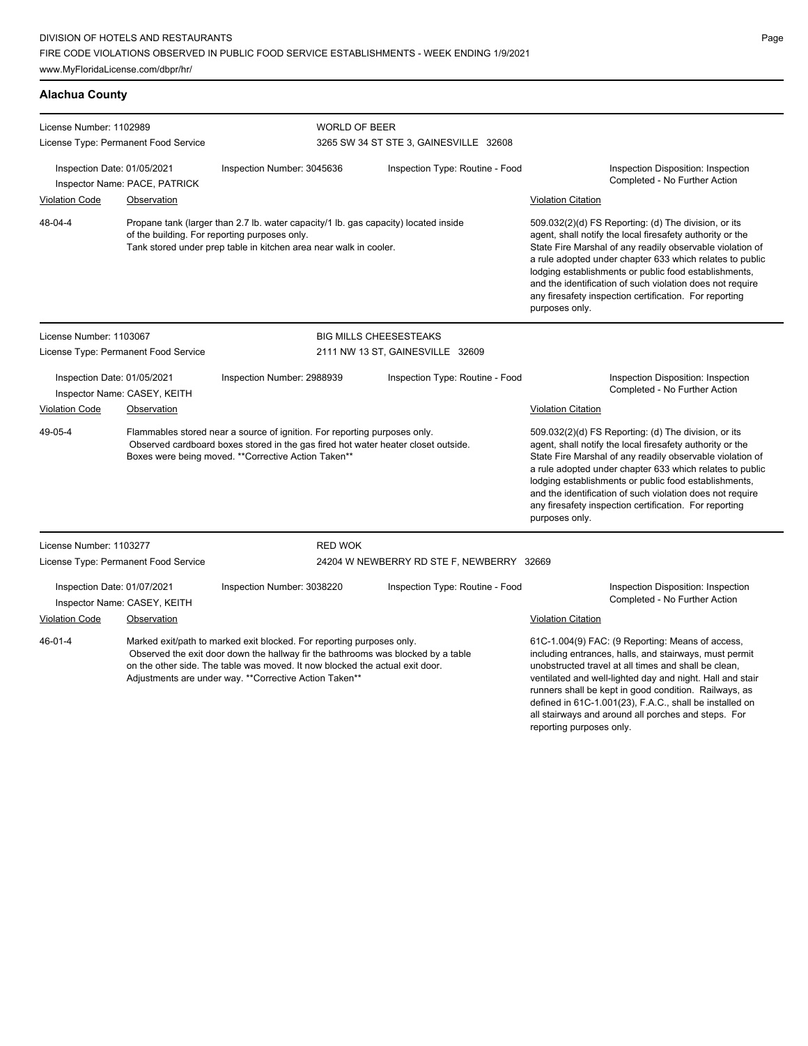DIVISION OF HOTELS AND RESTAURANTS
FIRE CODE VIOLATIONS OBSERVED IN PUBLIC FOOD SERVICE ESTABLISHMENTS - WEEK ENDING 1/9/2021
www.MyFloridaLicense.com/dbpr/hr/

## Alachua County

**License Number:** 1102989
**License Type:** Permanent Food Service
**WORLD OF BEER**
3265 SW 34 ST STE 3, GAINESVILLE 32608

**Inspection Date:** 01/05/2021
**Inspector Name:** PACE, PATRICK
**Inspection Number:** 3045636
**Inspection Type:** Routine - Food
**Inspection Disposition:** Inspection Completed - No Further Action

| Violation Code | Observation | Violation Citation |
| --- | --- | --- |
| 48-04-4 | Propane tank (larger than 2.7 lb. water capacity/1 lb. gas capacity) located inside of the building. For reporting purposes only. Tank stored under prep table in kitchen area near walk in cooler. | 509.032(2)(d) FS Reporting: (d) The division, or its agent, shall notify the local firesafety authority or the State Fire Marshal of any readily observable violation of a rule adopted under chapter 633 which relates to public lodging establishments or public food establishments, and the identification of such violation does not require any firesafety inspection certification. For reporting purposes only. |

**License Number:** 1103067
**License Type:** Permanent Food Service
**BIG MILLS CHEESESTEAKS**
2111 NW 13 ST, GAINESVILLE 32609

**Inspection Date:** 01/05/2021
**Inspector Name:** CASEY, KEITH
**Inspection Number:** 2988939
**Inspection Type:** Routine - Food
**Inspection Disposition:** Inspection Completed - No Further Action

| Violation Code | Observation | Violation Citation |
| --- | --- | --- |
| 49-05-4 | Flammables stored near a source of ignition. For reporting purposes only. Observed cardboard boxes stored in the gas fired hot water heater closet outside. Boxes were being moved. **Corrective Action Taken** | 509.032(2)(d) FS Reporting: (d) The division, or its agent, shall notify the local firesafety authority or the State Fire Marshal of any readily observable violation of a rule adopted under chapter 633 which relates to public lodging establishments or public food establishments, and the identification of such violation does not require any firesafety inspection certification. For reporting purposes only. |

**License Number:** 1103277
**License Type:** Permanent Food Service
**RED WOK**
24204 W NEWBERRY RD STE F, NEWBERRY 32669

**Inspection Date:** 01/07/2021
**Inspector Name:** CASEY, KEITH
**Inspection Number:** 3038220
**Inspection Type:** Routine - Food
**Inspection Disposition:** Inspection Completed - No Further Action

| Violation Code | Observation | Violation Citation |
| --- | --- | --- |
| 46-01-4 | Marked exit/path to marked exit blocked. For reporting purposes only. Observed the exit door down the hallway fir the bathrooms was blocked by a table on the other side. The table was moved. It now blocked the actual exit door. Adjustments are under way. **Corrective Action Taken** | 61C-1.004(9) FAC: (9 Reporting: Means of access, including entrances, halls, and stairways, must permit unobstructed travel at all times and shall be clean, ventilated and well-lighted day and night. Hall and stair runners shall be kept in good condition. Railways, as defined in 61C-1.001(23), F.A.C., shall be installed on all stairways and around all porches and steps. For reporting purposes only. |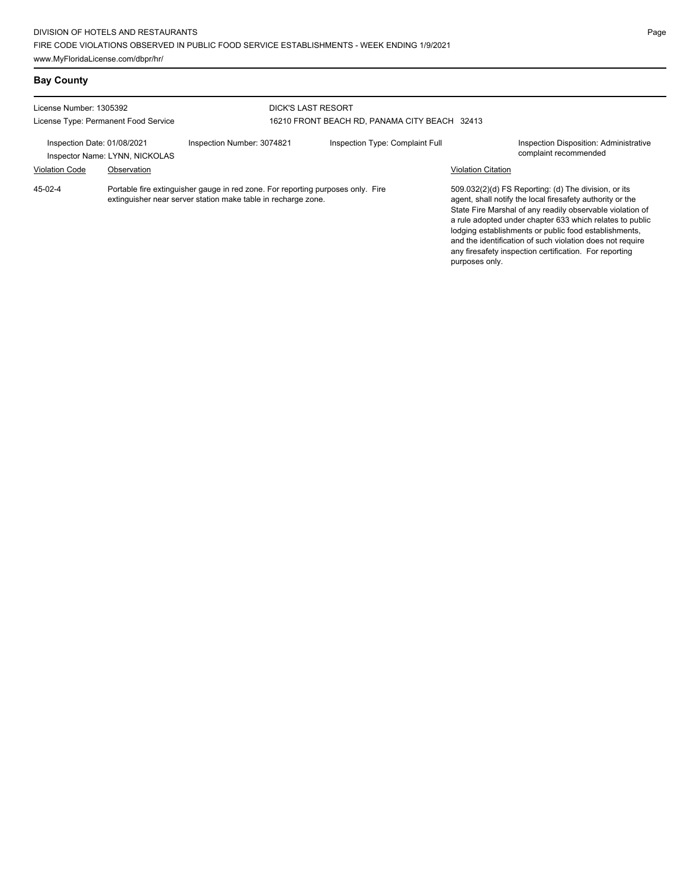## Bay County

License Number: 1305392
License Type: Permanent Food Service

DICK'S LAST RESORT
16210 FRONT BEACH RD, PANAMA CITY BEACH 32413

Inspection Date: 01/08/2021
Inspector Name: LYNN, NICKOLAS
Inspection Number: 3074821
Inspection Type: Complaint Full
Inspection Disposition: Administrative complaint recommended

| Violation Code | Observation | Violation Citation |
|---|---|---|
| 45-02-4 | Portable fire extinguisher gauge in red zone. For reporting purposes only. Fire extinguisher near server station make table in recharge zone. | 509.032(2)(d) FS Reporting: (d) The division, or its agent, shall notify the local firesafety authority or the State Fire Marshal of any readily observable violation of a rule adopted under chapter 633 which relates to public lodging establishments or public food establishments, and the identification of such violation does not require any firesafety inspection certification. For reporting purposes only. |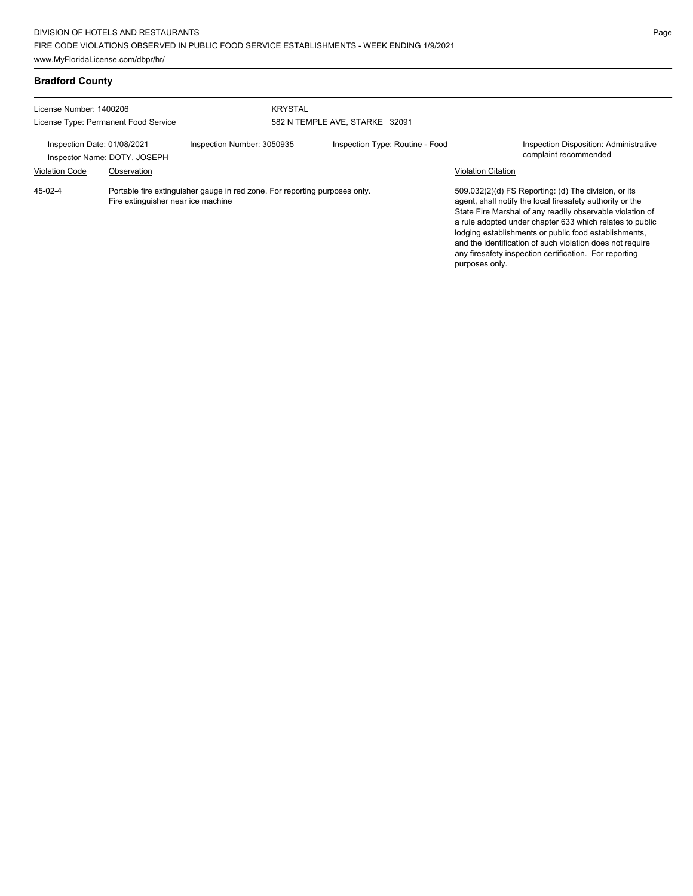## Bradford County

License Number: 1400206
License Type: Permanent Food Service

KRYSTAL
582 N TEMPLE AVE, STARKE 32091

Inspection Date: 01/08/2021
Inspector Name: DOTY, JOSEPH
Inspection Number: 3050935
Inspection Type: Routine - Food
Inspection Disposition: Administrative complaint recommended

| Violation Code | Observation | Violation Citation |
| --- | --- | --- |
| 45-02-4 | Portable fire extinguisher gauge in red zone. For reporting purposes only. Fire extinguisher near ice machine | 509.032(2)(d) FS Reporting: (d) The division, or its agent, shall notify the local firesafety authority or the State Fire Marshal of any readily observable violation of a rule adopted under chapter 633 which relates to public lodging establishments or public food establishments, and the identification of such violation does not require any firesafety inspection certification. For reporting purposes only. |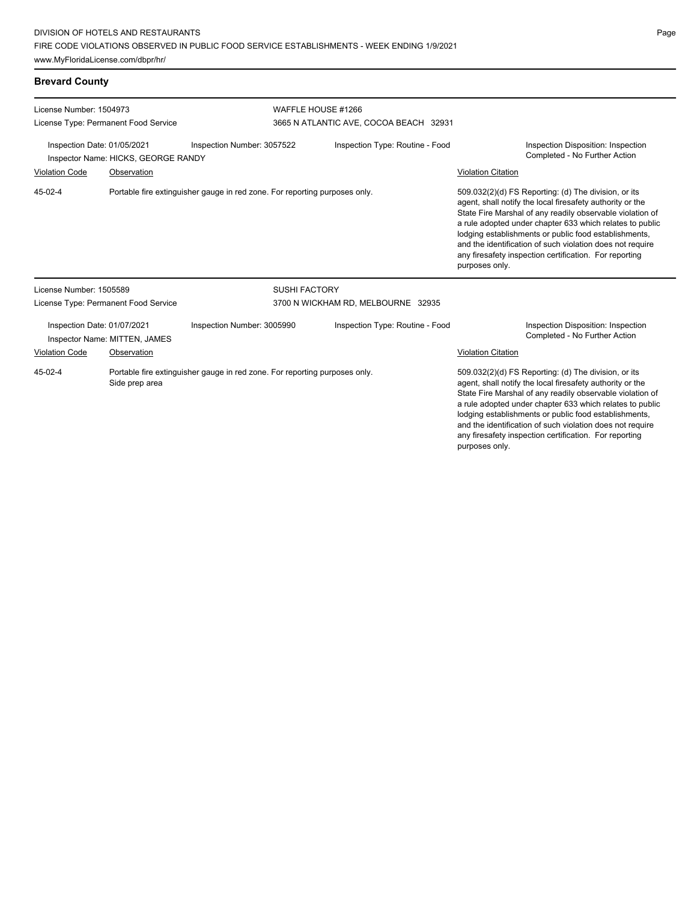## Brevard County

License Number: 1504973
License Type: Permanent Food Service

WAFFLE HOUSE #1266
3665 N ATLANTIC AVE, COCOA BEACH 32931

Inspection Date: 01/05/2021
Inspection Number: 3057522
Inspection Type: Routine - Food
Inspection Disposition: Inspection Completed - No Further Action
Inspector Name: HICKS, GEORGE RANDY

| Violation Code | Observation | Violation Citation |
| --- | --- | --- |
| 45-02-4 | Portable fire extinguisher gauge in red zone. For reporting purposes only. | 509.032(2)(d) FS Reporting: (d) The division, or its agent, shall notify the local firesafety authority or the State Fire Marshal of any readily observable violation of a rule adopted under chapter 633 which relates to public lodging establishments or public food establishments, and the identification of such violation does not require any firesafety inspection certification. For reporting purposes only. |

License Number: 1505589
License Type: Permanent Food Service

SUSHI FACTORY
3700 N WICKHAM RD, MELBOURNE 32935

Inspection Date: 01/07/2021
Inspection Number: 3005990
Inspection Type: Routine - Food
Inspection Disposition: Inspection Completed - No Further Action
Inspector Name: MITTEN, JAMES

| Violation Code | Observation | Violation Citation |
| --- | --- | --- |
| 45-02-4 | Portable fire extinguisher gauge in red zone. For reporting purposes only. Side prep area | 509.032(2)(d) FS Reporting: (d) The division, or its agent, shall notify the local firesafety authority or the State Fire Marshal of any readily observable violation of a rule adopted under chapter 633 which relates to public lodging establishments or public food establishments, and the identification of such violation does not require any firesafety inspection certification. For reporting purposes only. |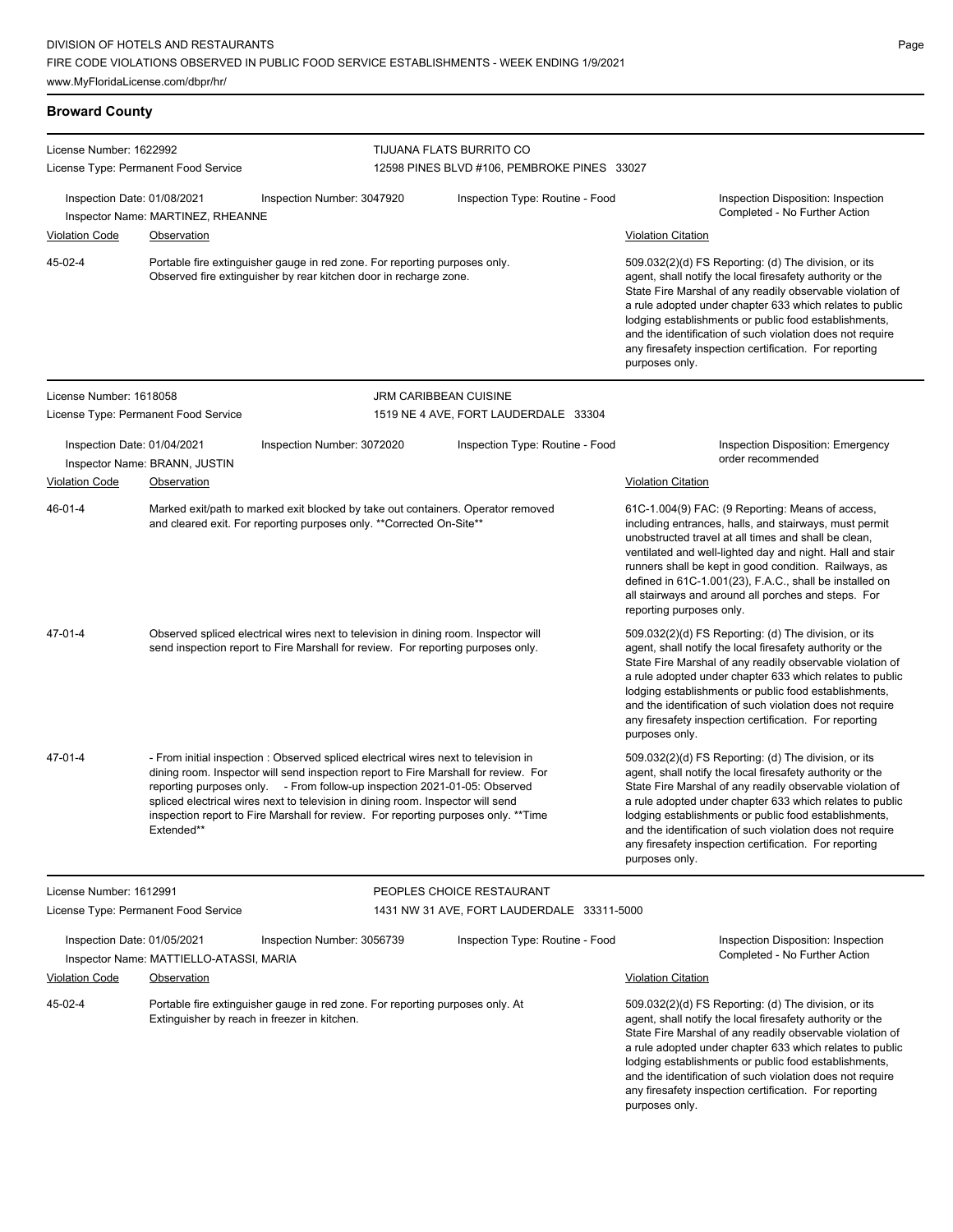## Broward County

**License Number:** 1622992
**License Type:** Permanent Food Service

**TIJUANA FLATS BURRITO CO**
12598 PINES BLVD #106, PEMBROKE PINES 33027

**Inspection Date:** 01/08/2021
**Inspection Number:** 3047920
**Inspection Type:** Routine - Food
**Inspector Name:** MARTINEZ, RHEANNE
**Inspection Disposition:** Inspection Completed - No Further Action

| Violation Code | Observation | Violation Citation |
|---|---|---|
| 45-02-4 | Portable fire extinguisher gauge in red zone. For reporting purposes only. Observed fire extinguisher by rear kitchen door in recharge zone. | 509.032(2)(d) FS Reporting: (d) The division, or its agent, shall notify the local firesafety authority or the State Fire Marshal of any readily observable violation of a rule adopted under chapter 633 which relates to public lodging establishments or public food establishments, and the identification of such violation does not require any firesafety inspection certification. For reporting purposes only. |

---

**License Number:** 1618058
**License Type:** Permanent Food Service

**JRM CARIBBEAN CUISINE**
1519 NE 4 AVE, FORT LAUDERDALE 33304

**Inspection Date:** 01/04/2021
**Inspection Number:** 3072020
**Inspection Type:** Routine - Food
**Inspector Name:** BRANN, JUSTIN
**Inspection Disposition:** Emergency order recommended

| Violation Code | Observation | Violation Citation |
|---|---|---|
| 46-01-4 | Marked exit/path to marked exit blocked by take out containers. Operator removed and cleared exit. For reporting purposes only. **Corrected On-Site** | 61C-1.004(9) FAC: (9 Reporting: Means of access, including entrances, halls, and stairways, must permit unobstructed travel at all times and shall be clean, ventilated and well-lighted day and night. Hall and stair runners shall be kept in good condition. Railways, as defined in 61C-1.001(23), F.A.C., shall be installed on all stairways and around all porches and steps. For reporting purposes only. |
| 47-01-4 | Observed spliced electrical wires next to television in dining room. Inspector will send inspection report to Fire Marshall for review. For reporting purposes only. | 509.032(2)(d) FS Reporting: (d) The division, or its agent, shall notify the local firesafety authority or the State Fire Marshal of any readily observable violation of a rule adopted under chapter 633 which relates to public lodging establishments or public food establishments, and the identification of such violation does not require any firesafety inspection certification. For reporting purposes only. |
| 47-01-4 | - From initial inspection : Observed spliced electrical wires next to television in dining room. Inspector will send inspection report to Fire Marshall for review. For reporting purposes only. - From follow-up inspection 2021-01-05: Observed spliced electrical wires next to television in dining room. Inspector will send inspection report to Fire Marshall for review. For reporting purposes only. **Time Extended** | 509.032(2)(d) FS Reporting: (d) The division, or its agent, shall notify the local firesafety authority or the State Fire Marshal of any readily observable violation of a rule adopted under chapter 633 which relates to public lodging establishments or public food establishments, and the identification of such violation does not require any firesafety inspection certification. For reporting purposes only. |

---

**License Number:** 1612991
**License Type:** Permanent Food Service

**PEOPLES CHOICE RESTAURANT**
1431 NW 31 AVE, FORT LAUDERDALE 33311-5000

**Inspection Date:** 01/05/2021
**Inspection Number:** 3056739
**Inspection Type:** Routine - Food
**Inspector Name:** MATTIELLO-ATASSI, MARIA
**Inspection Disposition:** Inspection Completed - No Further Action

| Violation Code | Observation | Violation Citation |
|---|---|---|
| 45-02-4 | Portable fire extinguisher gauge in red zone. For reporting purposes only. At Extinguisher by reach in freezer in kitchen. | 509.032(2)(d) FS Reporting: (d) The division, or its agent, shall notify the local firesafety authority or the State Fire Marshal of any readily observable violation of a rule adopted under chapter 633 which relates to public lodging establishments or public food establishments, and the identification of such violation does not require any firesafety inspection certification. For reporting purposes only. |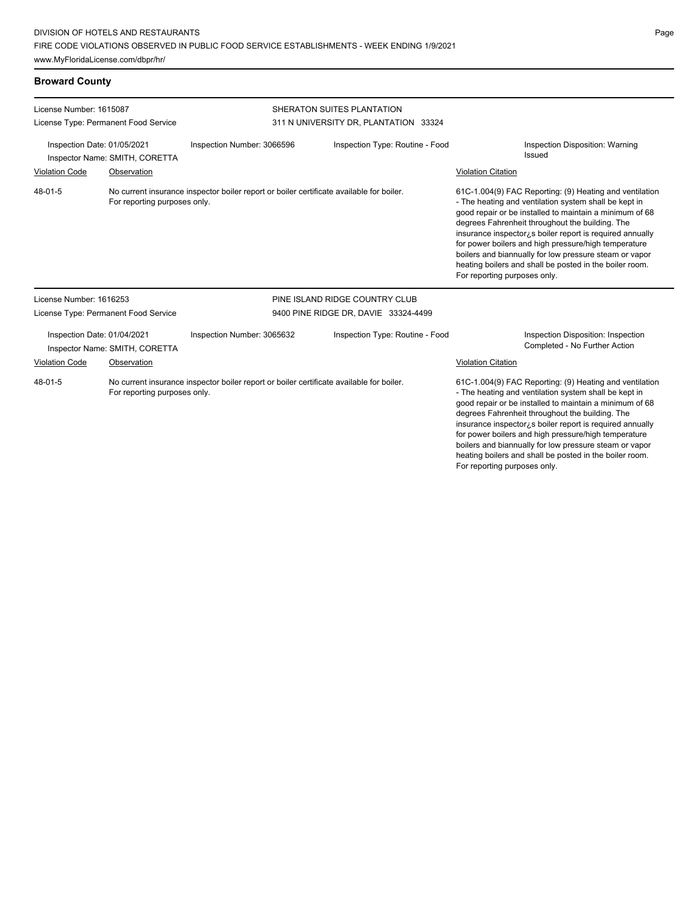## Broward County

**License Number:** 1615087
**License Type:** Permanent Food Service

**SHERATON SUITES PLANTATION**
311 N UNIVERSITY DR, PLANTATION 33324

**Inspection Date:** 01/05/2021
**Inspector Name:** SMITH, CORETTA
**Inspection Number:** 3066596
**Inspection Type:** Routine - Food
**Inspection Disposition:** Warning Issued

| Violation Code | Observation | Violation Citation |
|---|---|---|
| 48-01-5 | No current insurance inspector boiler report or boiler certificate available for boiler. For reporting purposes only. | 61C-1.004(9) FAC Reporting: (9) Heating and ventilation - The heating and ventilation system shall be kept in good repair or be installed to maintain a minimum of 68 degrees Fahrenheit throughout the building. The insurance inspector¿s boiler report is required annually for power boilers and high pressure/high temperature boilers and biannually for low pressure steam or vapor heating boilers and shall be posted in the boiler room. For reporting purposes only. |

---

**License Number:** 1616253
**License Type:** Permanent Food Service

**PINE ISLAND RIDGE COUNTRY CLUB**
9400 PINE RIDGE DR, DAVIE 33324-4499

**Inspection Date:** 01/04/2021
**Inspector Name:** SMITH, CORETTA
**Inspection Number:** 3065632
**Inspection Type:** Routine - Food
**Inspection Disposition:** Inspection Completed - No Further Action

| Violation Code | Observation | Violation Citation |
|---|---|---|
| 48-01-5 | No current insurance inspector boiler report or boiler certificate available for boiler. For reporting purposes only. | 61C-1.004(9) FAC Reporting: (9) Heating and ventilation - The heating and ventilation system shall be kept in good repair or be installed to maintain a minimum of 68 degrees Fahrenheit throughout the building. The insurance inspector¿s boiler report is required annually for power boilers and high pressure/high temperature boilers and biannually for low pressure steam or vapor heating boilers and shall be posted in the boiler room. For reporting purposes only. |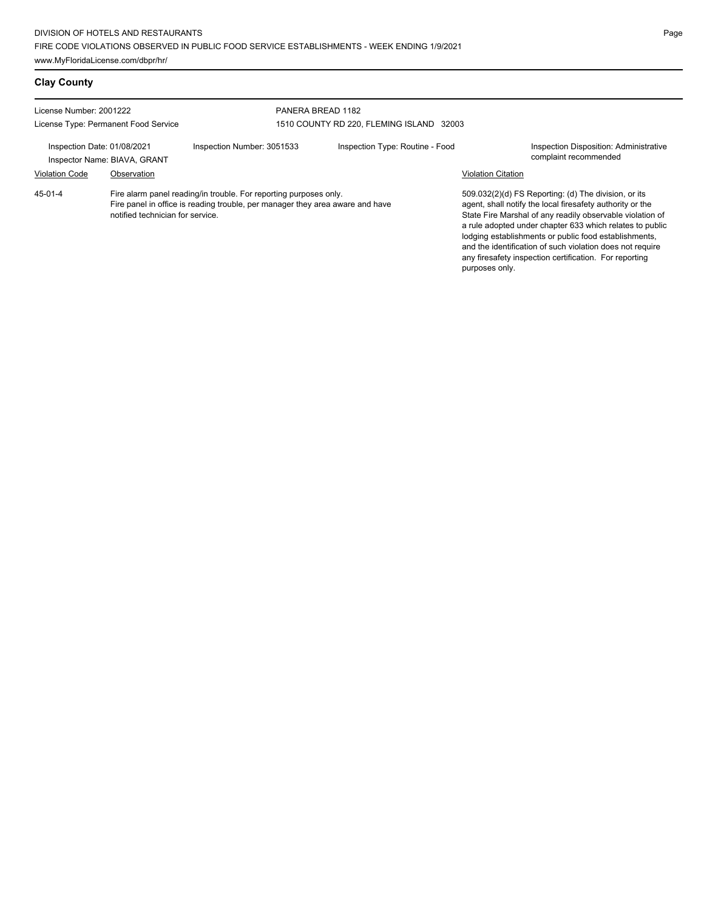## Clay County

License Number: 2001222
License Type: Permanent Food Service

PANERA BREAD 1182
1510 COUNTY RD 220, FLEMING ISLAND 32003

Inspection Date: 01/08/2021
Inspector Name: BIAVA, GRANT
Inspection Number: 3051533
Inspection Type: Routine - Food
Inspection Disposition: Administrative complaint recommended

| Violation Code | Observation | Violation Citation |
| --- | --- | --- |
| 45-01-4 | Fire alarm panel reading/in trouble. For reporting purposes only. Fire panel in office is reading trouble, per manager they area aware and have notified technician for service. | 509.032(2)(d) FS Reporting: (d) The division, or its agent, shall notify the local firesafety authority or the State Fire Marshal of any readily observable violation of a rule adopted under chapter 633 which relates to public lodging establishments or public food establishments, and the identification of such violation does not require any firesafety inspection certification. For reporting purposes only. |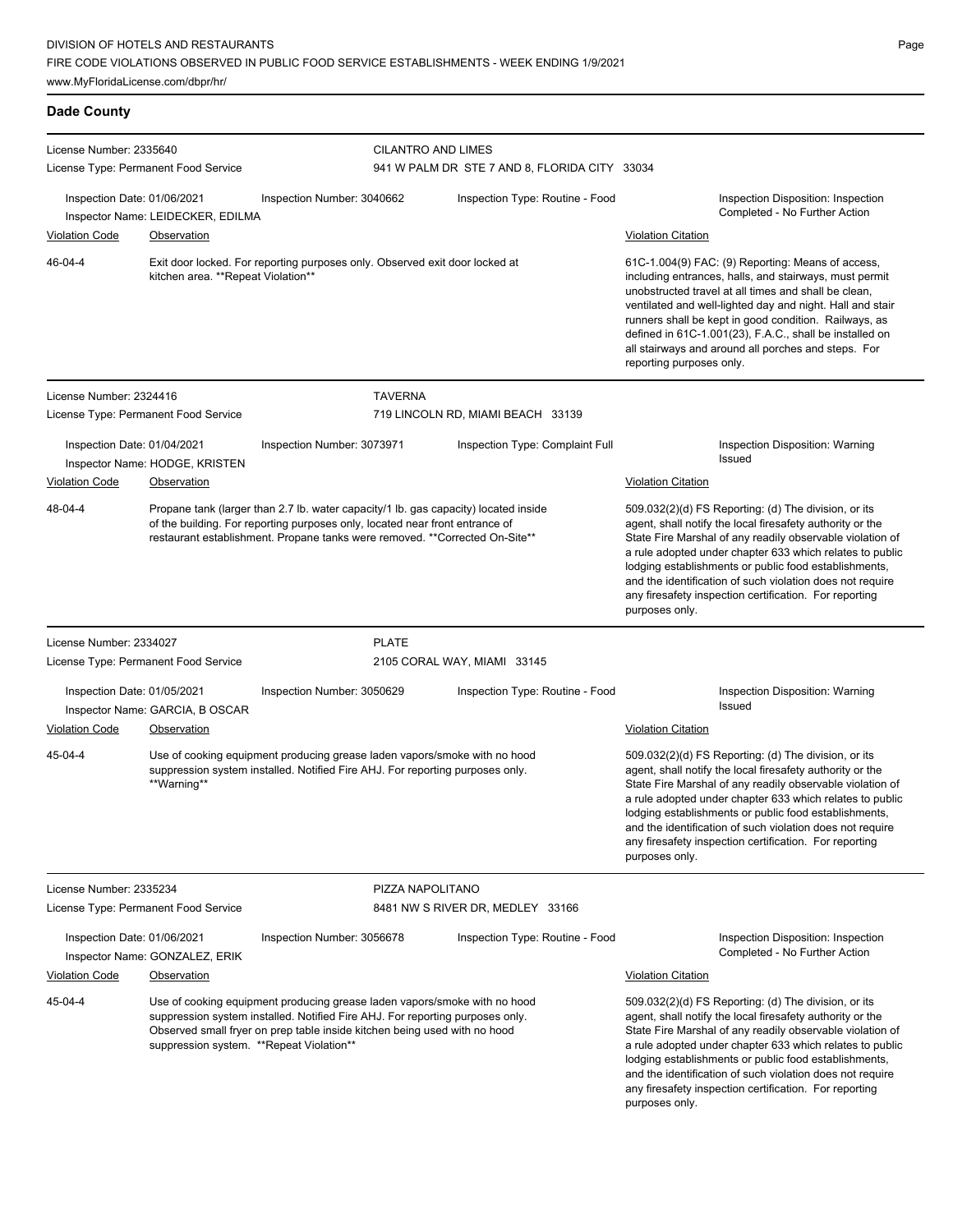## Dade County

**License Number:** 2335640
**License Type:** Permanent Food Service

**CILANTRO AND LIMES**
941 W PALM DR STE 7 AND 8, FLORIDA CITY 33034

**Inspection Date:** 01/06/2021
**Inspection Number:** 3040662
**Inspection Type:** Routine - Food
**Inspector Name:** LEIDECKER, EDILMA
**Inspection Disposition:** Inspection Completed - No Further Action

| Violation Code | Observation | Violation Citation |
| --- | --- | --- |
| 46-04-4 | Exit door locked. For reporting purposes only. Observed exit door locked at kitchen area. **Repeat Violation** | 61C-1.004(9) FAC: (9) Reporting: Means of access, including entrances, halls, and stairways, must permit unobstructed travel at all times and shall be clean, ventilated and well-lighted day and night. Hall and stair runners shall be kept in good condition. Railways, as defined in 61C-1.001(23), F.A.C., shall be installed on all stairways and around all porches and steps. For reporting purposes only. |

---

**License Number:** 2324416
**License Type:** Permanent Food Service

**TAVERNA**
719 LINCOLN RD, MIAMI BEACH 33139

**Inspection Date:** 01/04/2021
**Inspection Number:** 3073971
**Inspection Type:** Complaint Full
**Inspector Name:** HODGE, KRISTEN
**Inspection Disposition:** Warning Issued

| Violation Code | Observation | Violation Citation |
| --- | --- | --- |
| 48-04-4 | Propane tank (larger than 2.7 lb. water capacity/1 lb. gas capacity) located inside of the building. For reporting purposes only, located near front entrance of restaurant establishment. Propane tanks were removed. **Corrected On-Site** | 509.032(2)(d) FS Reporting: (d) The division, or its agent, shall notify the local firesafety authority or the State Fire Marshal of any readily observable violation of a rule adopted under chapter 633 which relates to public lodging establishments or public food establishments, and the identification of such violation does not require any firesafety inspection certification. For reporting purposes only. |

---

**License Number:** 2334027
**License Type:** Permanent Food Service

**PLATE**
2105 CORAL WAY, MIAMI 33145

**Inspection Date:** 01/05/2021
**Inspection Number:** 3050629
**Inspection Type:** Routine - Food
**Inspector Name:** GARCIA, B OSCAR
**Inspection Disposition:** Warning Issued

| Violation Code | Observation | Violation Citation |
| --- | --- | --- |
| 45-04-4 | Use of cooking equipment producing grease laden vapors/smoke with no hood suppression system installed. Notified Fire AHJ. For reporting purposes only. **Warning** | 509.032(2)(d) FS Reporting: (d) The division, or its agent, shall notify the local firesafety authority or the State Fire Marshal of any readily observable violation of a rule adopted under chapter 633 which relates to public lodging establishments or public food establishments, and the identification of such violation does not require any firesafety inspection certification. For reporting purposes only. |

---

**License Number:** 2335234
**License Type:** Permanent Food Service

**PIZZA NAPOLITANO**
8481 NW S RIVER DR, MEDLEY 33166

**Inspection Date:** 01/06/2021
**Inspection Number:** 3056678
**Inspection Type:** Routine - Food
**Inspector Name:** GONZALEZ, ERIK
**Inspection Disposition:** Inspection Completed - No Further Action

| Violation Code | Observation | Violation Citation |
| --- | --- | --- |
| 45-04-4 | Use of cooking equipment producing grease laden vapors/smoke with no hood suppression system installed. Notified Fire AHJ. For reporting purposes only. Observed small fryer on prep table inside kitchen being used with no hood suppression system. **Repeat Violation** | 509.032(2)(d) FS Reporting: (d) The division, or its agent, shall notify the local firesafety authority or the State Fire Marshal of any readily observable violation of a rule adopted under chapter 633 which relates to public lodging establishments or public food establishments, and the identification of such violation does not require any firesafety inspection certification. For reporting purposes only. |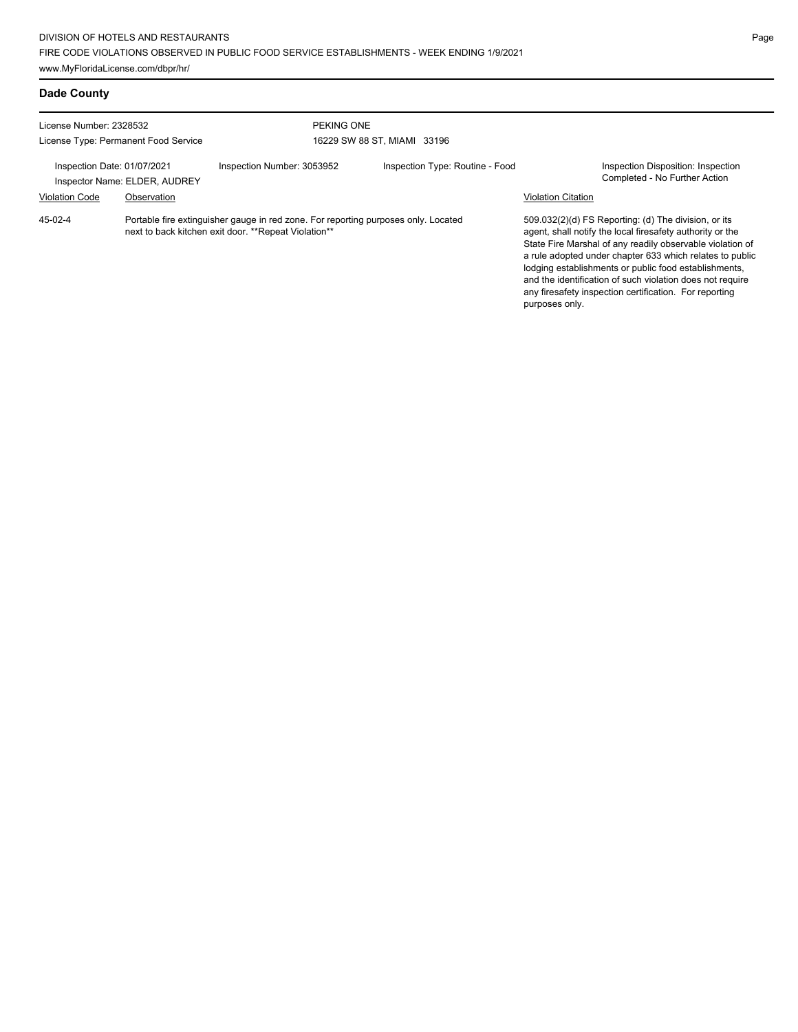## Dade County

License Number: 2328532

License Type: Permanent Food Service

PEKING ONE

16229 SW 88 ST, MIAMI 33196

Inspection Date: 01/07/2021

Inspector Name: ELDER, AUDREY

Inspection Number: 3053952

Inspection Type: Routine - Food

Inspection Disposition: Inspection Completed - No Further Action

| Violation Code | Observation | Violation Citation |
|---|---|---|
| 45-02-4 | Portable fire extinguisher gauge in red zone. For reporting purposes only. Located next to back kitchen exit door. **Repeat Violation** | 509.032(2)(d) FS Reporting: (d) The division, or its agent, shall notify the local firesafety authority or the State Fire Marshal of any readily observable violation of a rule adopted under chapter 633 which relates to public lodging establishments or public food establishments, and the identification of such violation does not require any firesafety inspection certification. For reporting purposes only. |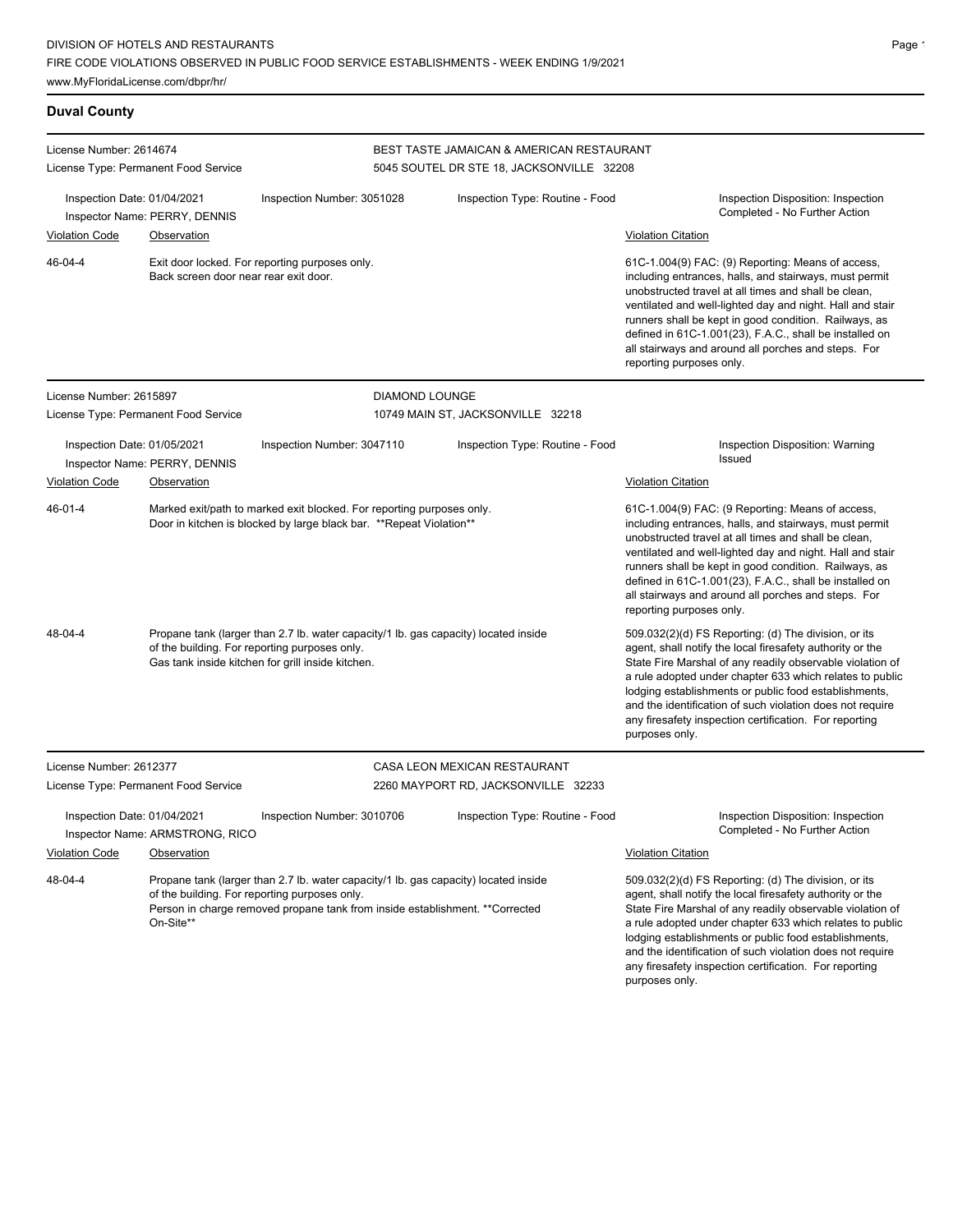## Duval County

**License Number:** 2614674
**License Type:** Permanent Food Service

**BEST TASTE JAMAICAN & AMERICAN RESTAURANT**
5045 SOUTEL DR STE 18, JACKSONVILLE 32208

Inspection Date: 01/04/2021
Inspector Name: PERRY, DENNIS
Inspection Number: 3051028
Inspection Type: Routine - Food
Inspection Disposition: Inspection Completed - No Further Action

| Violation Code | Observation | Violation Citation |
|---|---|---|
| 46-04-4 | Exit door locked. For reporting purposes only. Back screen door near rear exit door. | 61C-1.004(9) FAC: (9) Reporting: Means of access, including entrances, halls, and stairways, must permit unobstructed travel at all times and shall be clean, ventilated and well-lighted day and night. Hall and stair runners shall be kept in good condition. Railways, as defined in 61C-1.001(23), F.A.C., shall be installed on all stairways and around all porches and steps. For reporting purposes only. |

---

**License Number:** 2615897
**License Type:** Permanent Food Service

**DIAMOND LOUNGE**
10749 MAIN ST, JACKSONVILLE 32218

Inspection Date: 01/05/2021
Inspector Name: PERRY, DENNIS
Inspection Number: 3047110
Inspection Type: Routine - Food
Inspection Disposition: Warning Issued

| Violation Code | Observation | Violation Citation |
|---|---|---|
| 46-01-4 | Marked exit/path to marked exit blocked. For reporting purposes only. Door in kitchen is blocked by large black bar. **Repeat Violation** | 61C-1.004(9) FAC: (9 Reporting: Means of access, including entrances, halls, and stairways, must permit unobstructed travel at all times and shall be clean, ventilated and well-lighted day and night. Hall and stair runners shall be kept in good condition. Railways, as defined in 61C-1.001(23), F.A.C., shall be installed on all stairways and around all porches and steps. For reporting purposes only. |
| 48-04-4 | Propane tank (larger than 2.7 lb. water capacity/1 lb. gas capacity) located inside of the building. For reporting purposes only. Gas tank inside kitchen for grill inside kitchen. | 509.032(2)(d) FS Reporting: (d) The division, or its agent, shall notify the local firesafety authority or the State Fire Marshal of any readily observable violation of a rule adopted under chapter 633 which relates to public lodging establishments or public food establishments, and the identification of such violation does not require any firesafety inspection certification. For reporting purposes only. |

---

**License Number:** 2612377
**License Type:** Permanent Food Service

**CASA LEON MEXICAN RESTAURANT**
2260 MAYPORT RD, JACKSONVILLE 32233

Inspection Date: 01/04/2021
Inspector Name: ARMSTRONG, RICO
Inspection Number: 3010706
Inspection Type: Routine - Food
Inspection Disposition: Inspection Completed - No Further Action

| Violation Code | Observation | Violation Citation |
|---|---|---|
| 48-04-4 | Propane tank (larger than 2.7 lb. water capacity/1 lb. gas capacity) located inside of the building. For reporting purposes only. Person in charge removed propane tank from inside establishment. **Corrected On-Site** | 509.032(2)(d) FS Reporting: (d) The division, or its agent, shall notify the local firesafety authority or the State Fire Marshal of any readily observable violation of a rule adopted under chapter 633 which relates to public lodging establishments or public food establishments, and the identification of such violation does not require any firesafety inspection certification. For reporting purposes only. |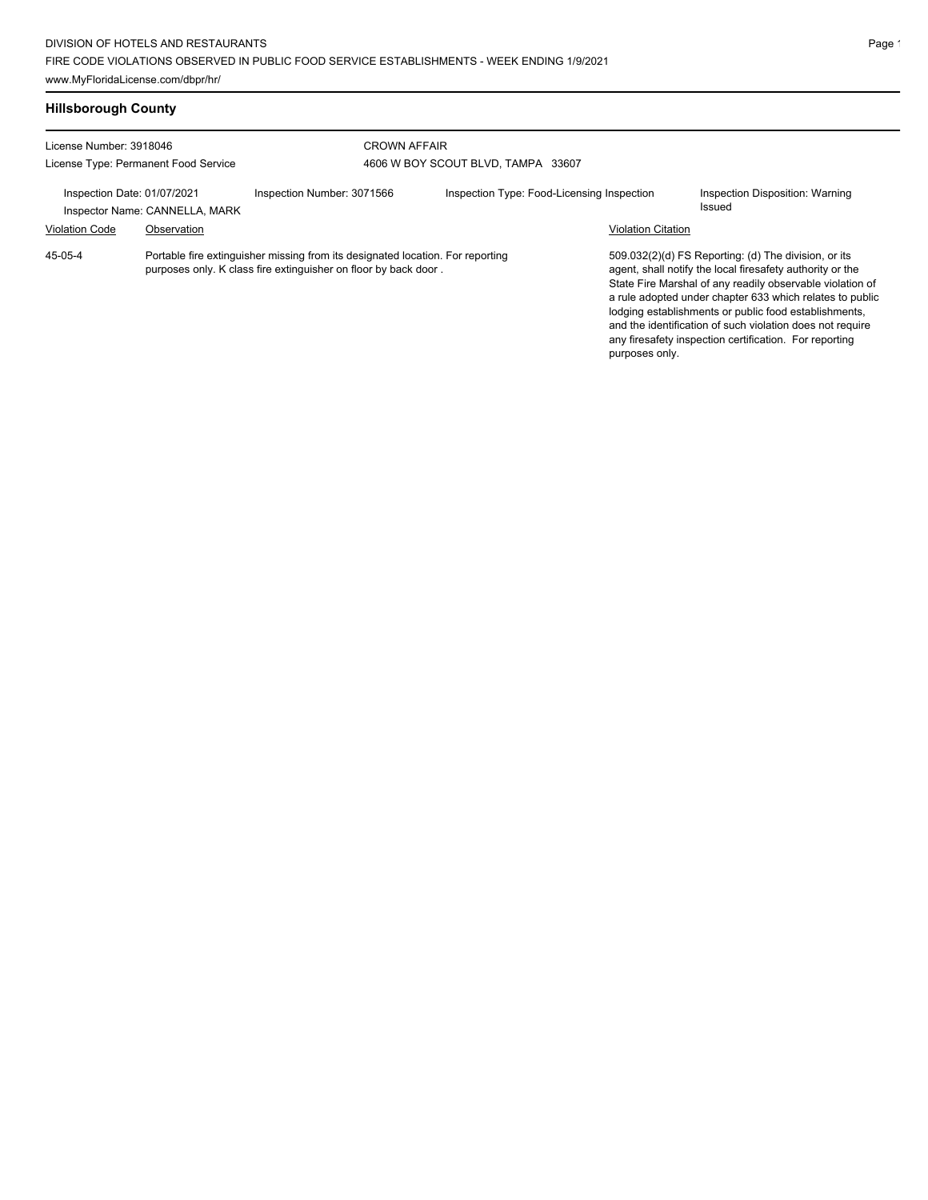DIVISION OF HOTELS AND RESTAURANTS
FIRE CODE VIOLATIONS OBSERVED IN PUBLIC FOOD SERVICE ESTABLISHMENTS - WEEK ENDING 1/9/2021
www.MyFloridaLicense.com/dbpr/hr/

## Hillsborough County

License Number: 3918046
License Type: Permanent Food Service

CROWN AFFAIR
4606 W BOY SCOUT BLVD, TAMPA 33607

Inspection Date: 01/07/2021
Inspector Name: CANNELLA, MARK
Inspection Number: 3071566
Inspection Type: Food-Licensing Inspection
Inspection Disposition: Warning Issued

| Violation Code | Observation | Violation Citation |
| --- | --- | --- |
| 45-05-4 | Portable fire extinguisher missing from its designated location. For reporting purposes only. K class fire extinguisher on floor by back door . | 509.032(2)(d) FS Reporting: (d) The division, or its agent, shall notify the local firesafety authority or the State Fire Marshal of any readily observable violation of a rule adopted under chapter 633 which relates to public lodging establishments or public food establishments, and the identification of such violation does not require any firesafety inspection certification. For reporting purposes only. |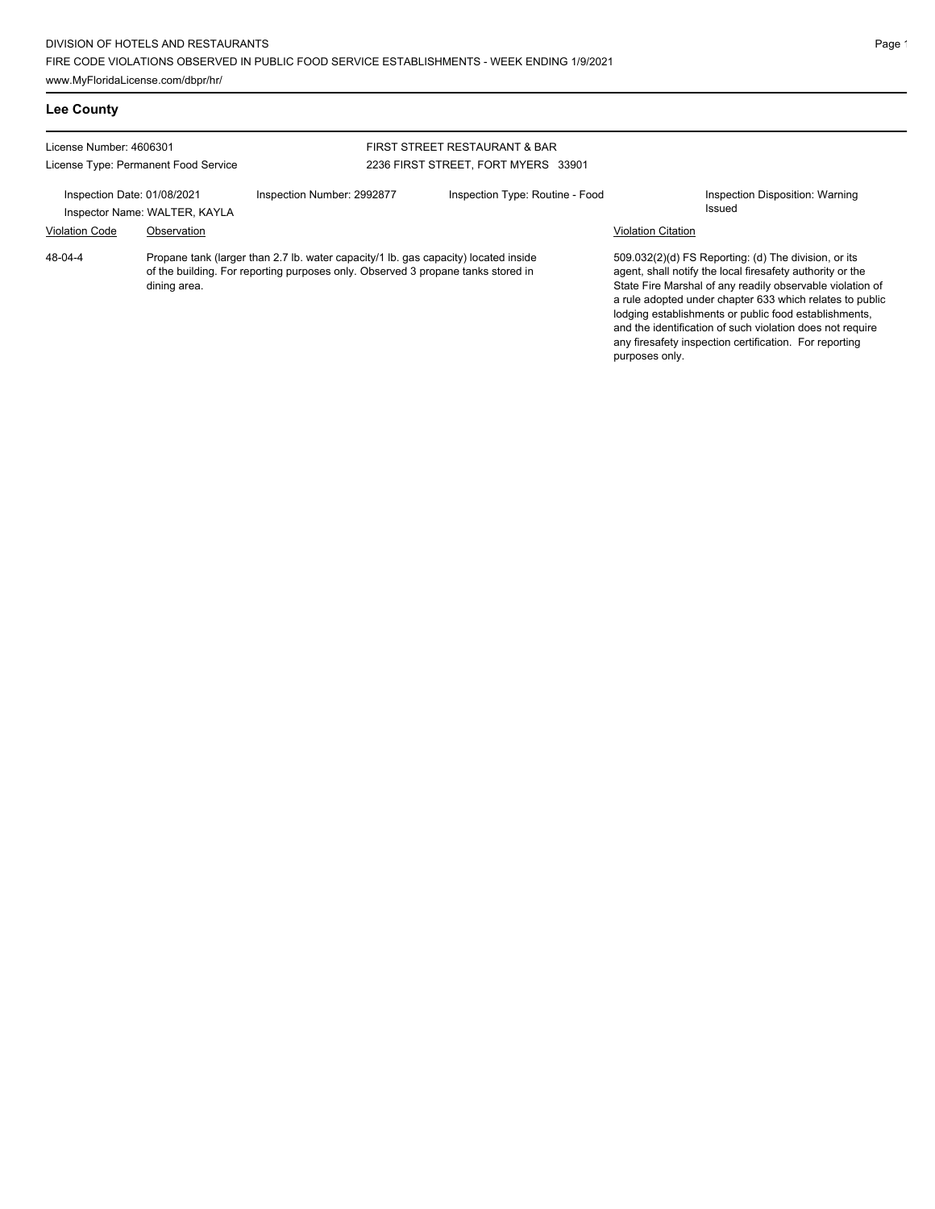## Lee County

License Number: 4606301

License Type: Permanent Food Service

FIRST STREET RESTAURANT & BAR

2236 FIRST STREET, FORT MYERS 33901

Inspection Date: 01/08/2021

Inspector Name: WALTER, KAYLA

Inspection Number: 2992877

Inspection Type: Routine - Food

Inspection Disposition: Warning Issued

| Violation Code | Observation | Violation Citation |
|---|---|---|
| 48-04-4 | Propane tank (larger than 2.7 lb. water capacity/1 lb. gas capacity) located inside of the building. For reporting purposes only. Observed 3 propane tanks stored in dining area. | 509.032(2)(d) FS Reporting: (d) The division, or its agent, shall notify the local firesafety authority or the State Fire Marshal of any readily observable violation of a rule adopted under chapter 633 which relates to public lodging establishments or public food establishments, and the identification of such violation does not require any firesafety inspection certification. For reporting purposes only. |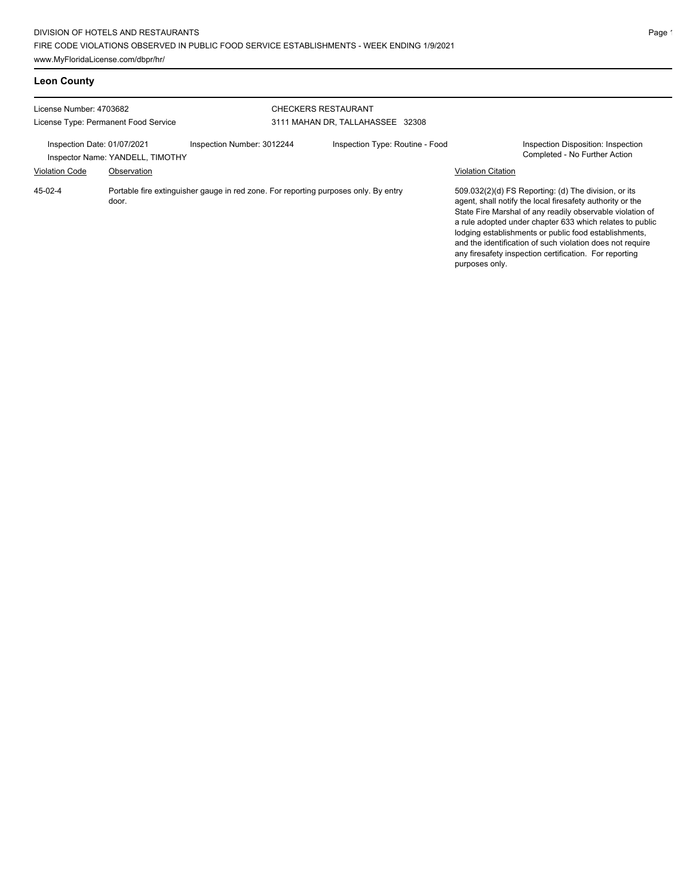## Leon County

License Number: 4703682
License Type: Permanent Food Service

CHECKERS RESTAURANT
3111 MAHAN DR, TALLAHASSEE 32308

Inspection Date: 01/07/2021
Inspector Name: YANDELL, TIMOTHY
Inspection Number: 3012244
Inspection Type: Routine - Food
Inspection Disposition: Inspection Completed - No Further Action

| Violation Code | Observation | Violation Citation |
| --- | --- | --- |
| 45-02-4 | Portable fire extinguisher gauge in red zone. For reporting purposes only. By entry door. | 509.032(2)(d) FS Reporting: (d) The division, or its agent, shall notify the local firesafety authority or the State Fire Marshal of any readily observable violation of a rule adopted under chapter 633 which relates to public lodging establishments or public food establishments, and the identification of such violation does not require any firesafety inspection certification. For reporting purposes only. |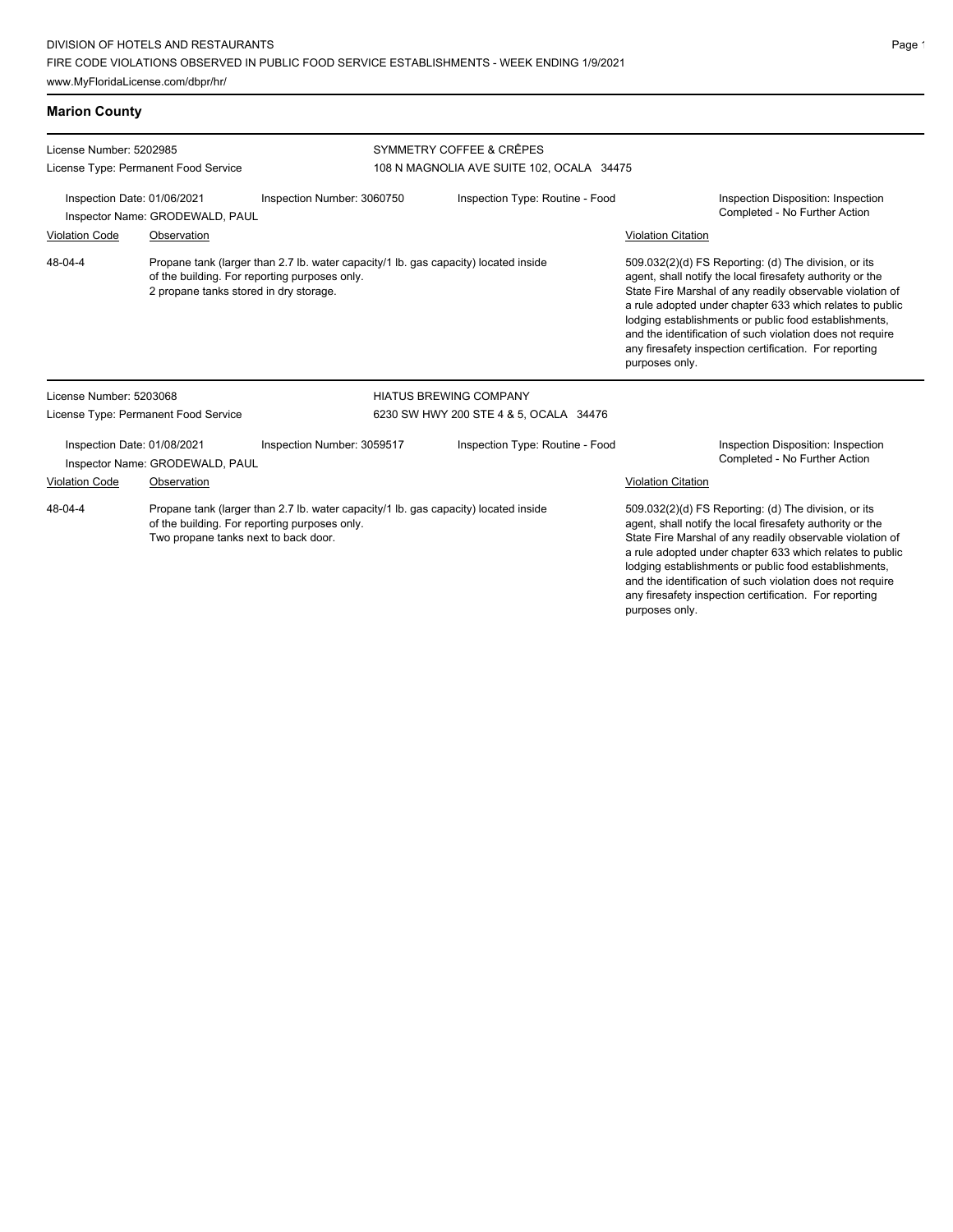## Marion County

License Number: 5202985
License Type: Permanent Food Service

**SYMMETRY COFFEE & CRÊPES**
108 N MAGNOLIA AVE SUITE 102, OCALA 34475

Inspection Date: 01/06/2021
Inspection Number: 3060750
Inspection Type: Routine - Food
Inspection Disposition: Inspection Completed - No Further Action
Inspector Name: GRODEWALD, PAUL

| Violation Code | Observation | Violation Citation |
| --- | --- | --- |
| 48-04-4 | Propane tank (larger than 2.7 lb. water capacity/1 lb. gas capacity) located inside of the building. For reporting purposes only. 2 propane tanks stored in dry storage. | 509.032(2)(d) FS Reporting: (d) The division, or its agent, shall notify the local firesafety authority or the State Fire Marshal of any readily observable violation of a rule adopted under chapter 633 which relates to public lodging establishments or public food establishments, and the identification of such violation does not require any firesafety inspection certification. For reporting purposes only. |

License Number: 5203068
License Type: Permanent Food Service

**HIATUS BREWING COMPANY**
6230 SW HWY 200 STE 4 & 5, OCALA 34476

Inspection Date: 01/08/2021
Inspection Number: 3059517
Inspection Type: Routine - Food
Inspection Disposition: Inspection Completed - No Further Action
Inspector Name: GRODEWALD, PAUL

| Violation Code | Observation | Violation Citation |
| --- | --- | --- |
| 48-04-4 | Propane tank (larger than 2.7 lb. water capacity/1 lb. gas capacity) located inside of the building. For reporting purposes only. Two propane tanks next to back door. | 509.032(2)(d) FS Reporting: (d) The division, or its agent, shall notify the local firesafety authority or the State Fire Marshal of any readily observable violation of a rule adopted under chapter 633 which relates to public lodging establishments or public food establishments, and the identification of such violation does not require any firesafety inspection certification. For reporting purposes only. |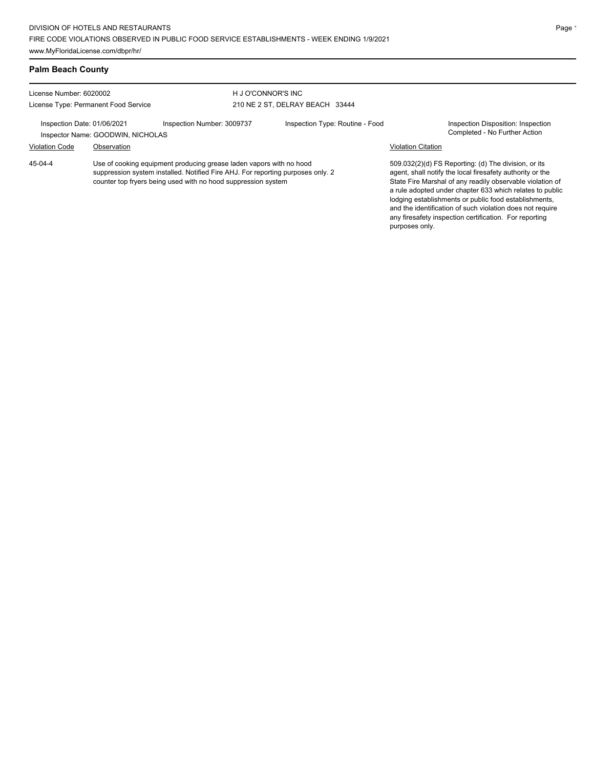## Palm Beach County

License Number: 6020002
License Type: Permanent Food Service

H J O'CONNOR'S INC
210 NE 2 ST, DELRAY BEACH 33444

Inspection Date: 01/06/2021
Inspector Name: GOODWIN, NICHOLAS
Inspection Number: 3009737
Inspection Type: Routine - Food
Inspection Disposition: Inspection Completed - No Further Action

| Violation Code | Observation | Violation Citation |
|---|---|---|
| 45-04-4 | Use of cooking equipment producing grease laden vapors with no hood suppression system installed. Notified Fire AHJ. For reporting purposes only. 2 counter top fryers being used with no hood suppression system | 509.032(2)(d) FS Reporting: (d) The division, or its agent, shall notify the local firesafety authority or the State Fire Marshal of any readily observable violation of a rule adopted under chapter 633 which relates to public lodging establishments or public food establishments, and the identification of such violation does not require any firesafety inspection certification. For reporting purposes only. |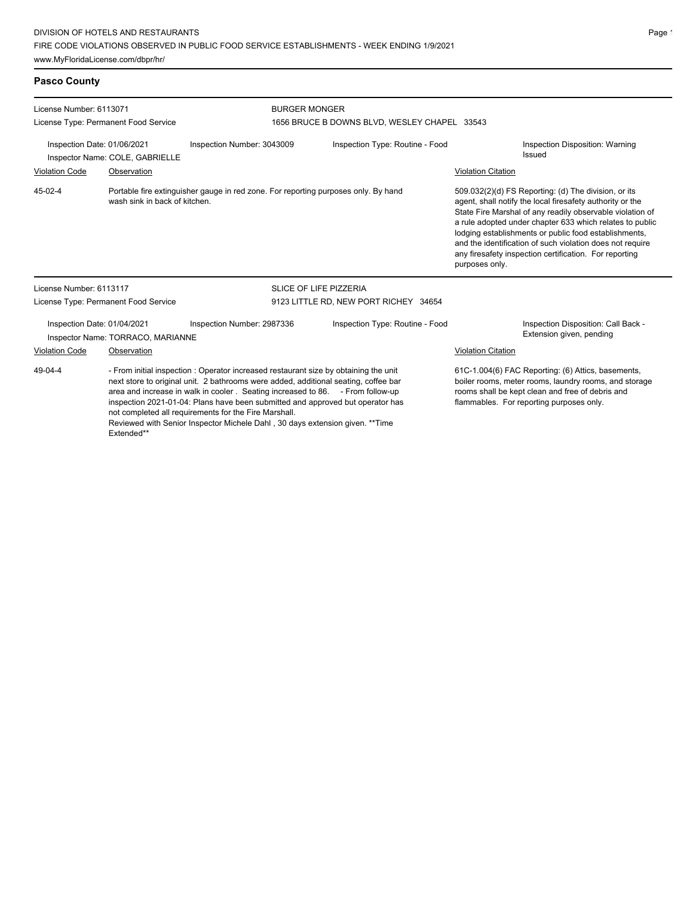## Pasco County

License Number: 6113071
License Type: Permanent Food Service

**BURGER MONGER**
1656 BRUCE B DOWNS BLVD, WESLEY CHAPEL 33543

Inspection Date: 01/06/2021
Inspector Name: COLE, GABRIELLE
Inspection Number: 3043009
Inspection Type: Routine - Food
Inspection Disposition: Warning Issued

| Violation Code | Observation | Violation Citation |
|---|---|---|
| 45-02-4 | Portable fire extinguisher gauge in red zone. For reporting purposes only. By hand wash sink in back of kitchen. | 509.032(2)(d) FS Reporting: (d) The division, or its agent, shall notify the local firesafety authority or the State Fire Marshal of any readily observable violation of a rule adopted under chapter 633 which relates to public lodging establishments or public food establishments, and the identification of such violation does not require any firesafety inspection certification. For reporting purposes only. |

License Number: 6113117
License Type: Permanent Food Service

**SLICE OF LIFE PIZZERIA**
9123 LITTLE RD, NEW PORT RICHEY 34654

Inspection Date: 01/04/2021
Inspector Name: TORRACO, MARIANNE
Inspection Number: 2987336
Inspection Type: Routine - Food
Inspection Disposition: Call Back - Extension given, pending

| Violation Code | Observation | Violation Citation |
|---|---|---|
| 49-04-4 | - From initial inspection : Operator increased restaurant size by obtaining the unit next store to original unit. 2 bathrooms were added, additional seating, coffee bar area and increase in walk in cooler . Seating increased to 86. - From follow-up inspection 2021-01-04: Plans have been submitted and approved but operator has not completed all requirements for the Fire Marshall. Reviewed with Senior Inspector Michele Dahl , 30 days extension given. **Time Extended** | 61C-1.004(6) FAC Reporting: (6) Attics, basements, boiler rooms, meter rooms, laundry rooms, and storage rooms shall be kept clean and free of debris and flammables. For reporting purposes only. |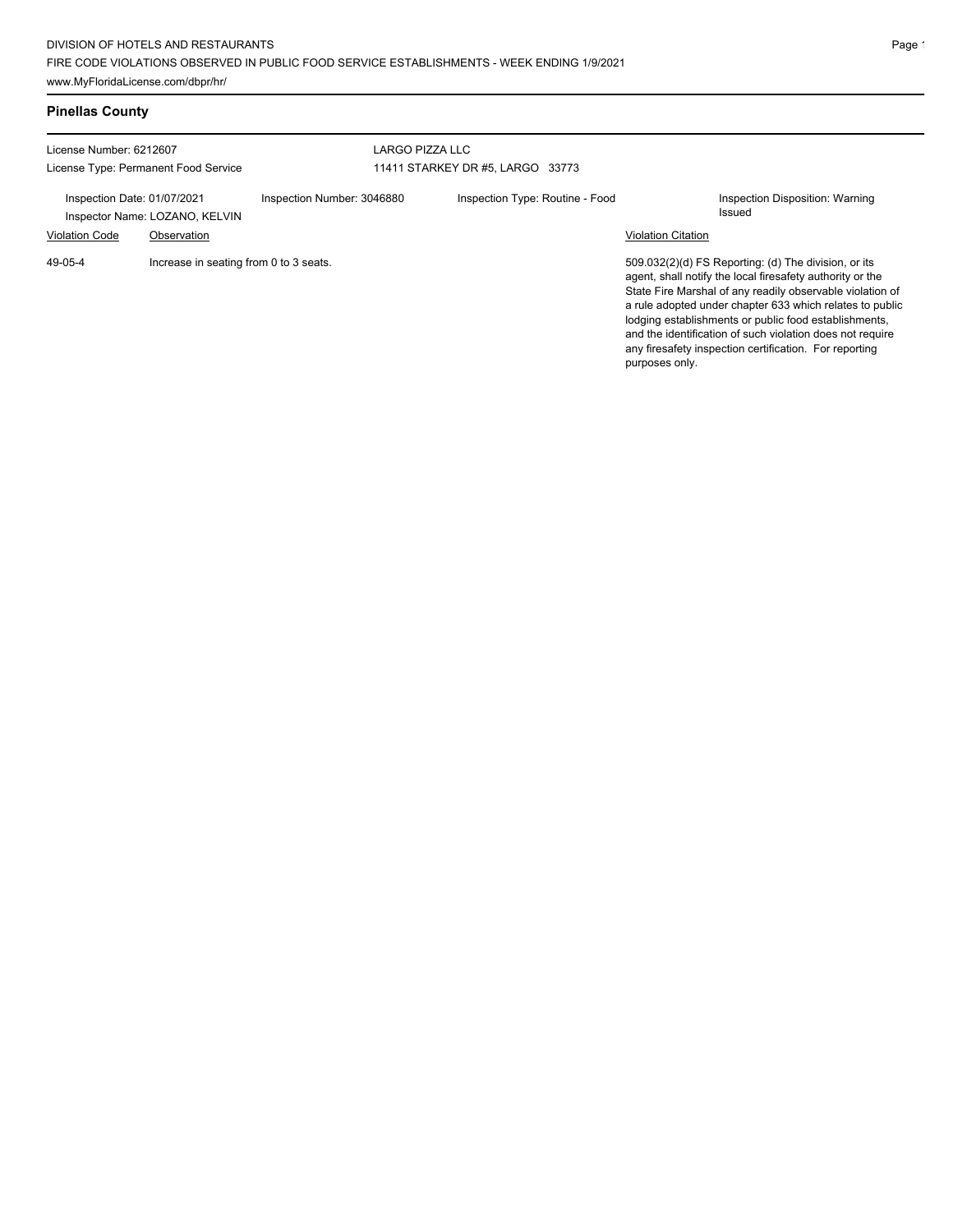## Pinellas County

| License Number: 6212607 | | LARGO PIZZA LLC | |
|---|---|---|---|
| License Type: Permanent Food Service | | 11411 STARKEY DR #5, LARGO 33773 | |
| Inspection Date: 01/07/2021 | Inspection Number: 3046880 | Inspection Type: Routine - Food | Inspection Disposition: Warning Issued |
| Inspector Name: LOZANO, KELVIN | | | |

| Violation Code | Observation | Violation Citation |
|---|---|---|
| 49-05-4 | Increase in seating from 0 to 3 seats. | 509.032(2)(d) FS Reporting: (d) The division, or its agent, shall notify the local firesafety authority or the State Fire Marshal of any readily observable violation of a rule adopted under chapter 633 which relates to public lodging establishments or public food establishments, and the identification of such violation does not require any firesafety inspection certification. For reporting purposes only. |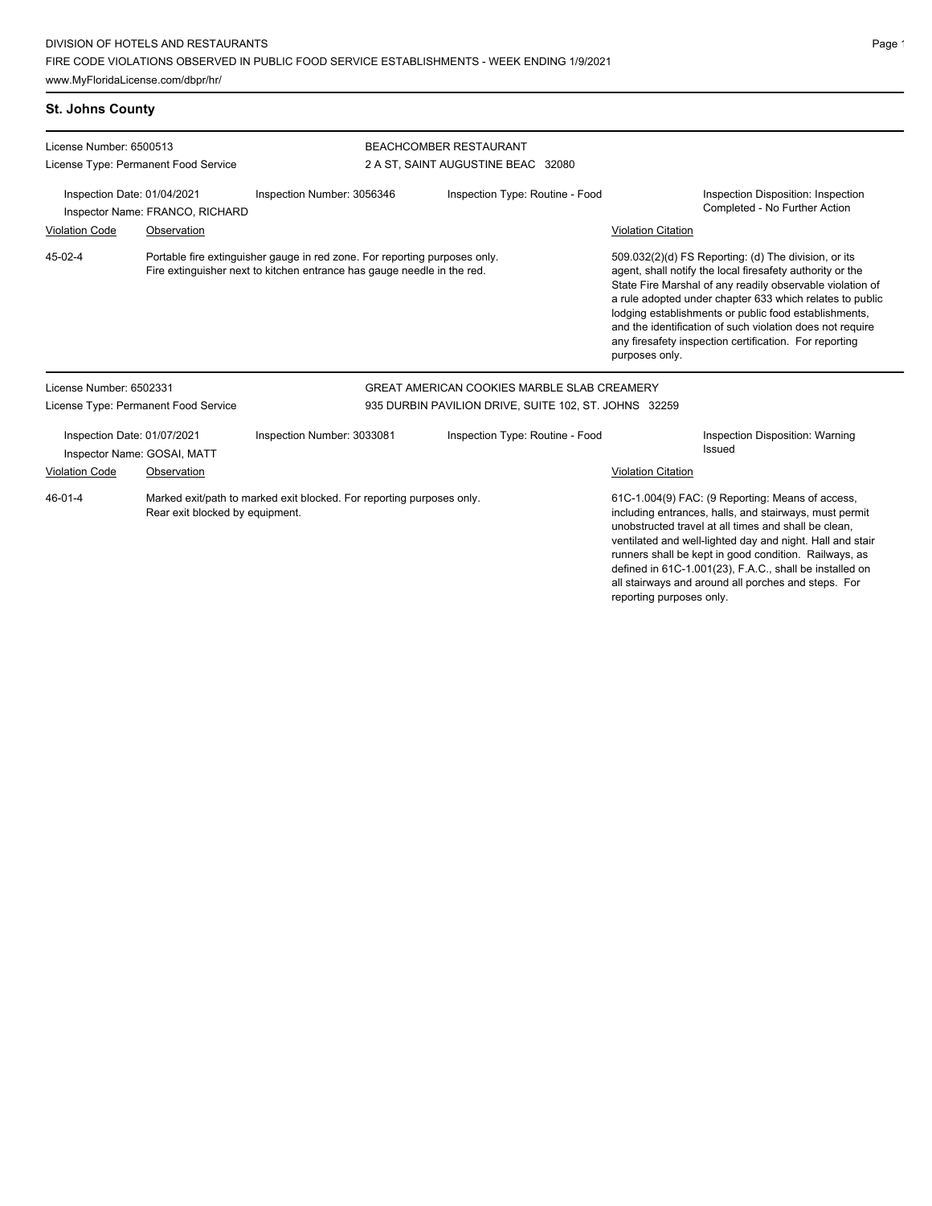## St. Johns County

License Number: 6500513
License Type: Permanent Food Service

BEACHCOMBER RESTAURANT
2 A ST, SAINT AUGUSTINE BEAC 32080

Inspection Date: 01/04/2021
Inspector Name: FRANCO, RICHARD
Inspection Number: 3056346
Inspection Type: Routine - Food
Inspection Disposition: Inspection Completed - No Further Action

| Violation Code | Observation | Violation Citation |
|---|---|---|
| 45-02-4 | Portable fire extinguisher gauge in red zone. For reporting purposes only. Fire extinguisher next to kitchen entrance has gauge needle in the red. | 509.032(2)(d) FS Reporting: (d) The division, or its agent, shall notify the local firesafety authority or the State Fire Marshal of any readily observable violation of a rule adopted under chapter 633 which relates to public lodging establishments or public food establishments, and the identification of such violation does not require any firesafety inspection certification. For reporting purposes only. |

License Number: 6502331
License Type: Permanent Food Service

GREAT AMERICAN COOKIES MARBLE SLAB CREAMERY
935 DURBIN PAVILION DRIVE, SUITE 102, ST. JOHNS 32259

Inspection Date: 01/07/2021
Inspector Name: GOSAI, MATT
Inspection Number: 3033081
Inspection Type: Routine - Food
Inspection Disposition: Warning Issued

| Violation Code | Observation | Violation Citation |
|---|---|---|
| 46-01-4 | Marked exit/path to marked exit blocked. For reporting purposes only. Rear exit blocked by equipment. | 61C-1.004(9) FAC: (9 Reporting: Means of access, including entrances, halls, and stairways, must permit unobstructed travel at all times and shall be clean, ventilated and well-lighted day and night. Hall and stair runners shall be kept in good condition. Railways, as defined in 61C-1.001(23), F.A.C., shall be installed on all stairways and around all porches and steps. For reporting purposes only. |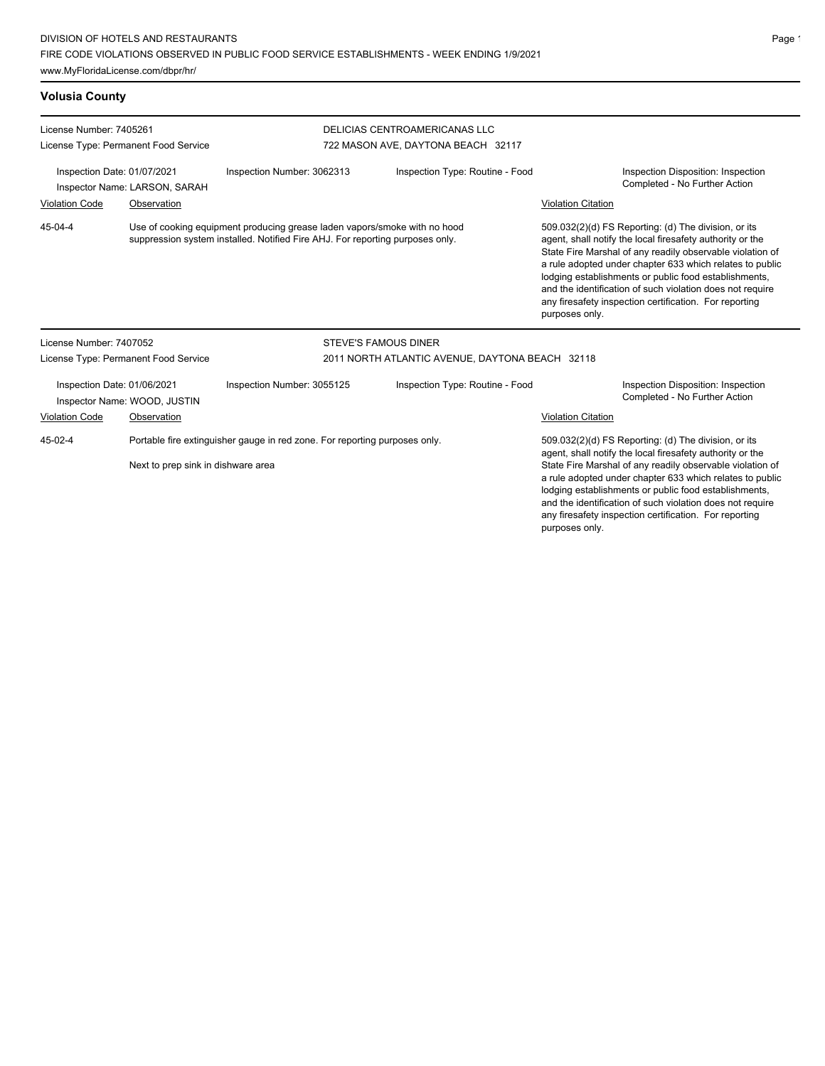## Volusia County

**License Number:** 7405261
**License Type:** Permanent Food Service

**DELICIAS CENTROAMERICANAS LLC**
722 MASON AVE, DAYTONA BEACH 32117

**Inspection Date:** 01/07/2021
**Inspector Name:** LARSON, SARAH
**Inspection Number:** 3062313
**Inspection Type:** Routine - Food
**Inspection Disposition:** Inspection Completed - No Further Action

| Violation Code | Observation | Violation Citation |
| --- | --- | --- |
| 45-04-4 | Use of cooking equipment producing grease laden vapors/smoke with no hood suppression system installed. Notified Fire AHJ. For reporting purposes only. | 509.032(2)(d) FS Reporting: (d) The division, or its agent, shall notify the local firesafety authority or the State Fire Marshal of any readily observable violation of a rule adopted under chapter 633 which relates to public lodging establishments or public food establishments, and the identification of such violation does not require any firesafety inspection certification. For reporting purposes only. |

**License Number:** 7407052
**License Type:** Permanent Food Service

**STEVE'S FAMOUS DINER**
2011 NORTH ATLANTIC AVENUE, DAYTONA BEACH 32118

**Inspection Date:** 01/06/2021
**Inspector Name:** WOOD, JUSTIN
**Inspection Number:** 3055125
**Inspection Type:** Routine - Food
**Inspection Disposition:** Inspection Completed - No Further Action

| Violation Code | Observation | Violation Citation |
| --- | --- | --- |
| 45-02-4 | Portable fire extinguisher gauge in red zone. For reporting purposes only.<br><br>Next to prep sink in dishware area | 509.032(2)(d) FS Reporting: (d) The division, or its agent, shall notify the local firesafety authority or the State Fire Marshal of any readily observable violation of a rule adopted under chapter 633 which relates to public lodging establishments or public food establishments, and the identification of such violation does not require any firesafety inspection certification. For reporting purposes only. |